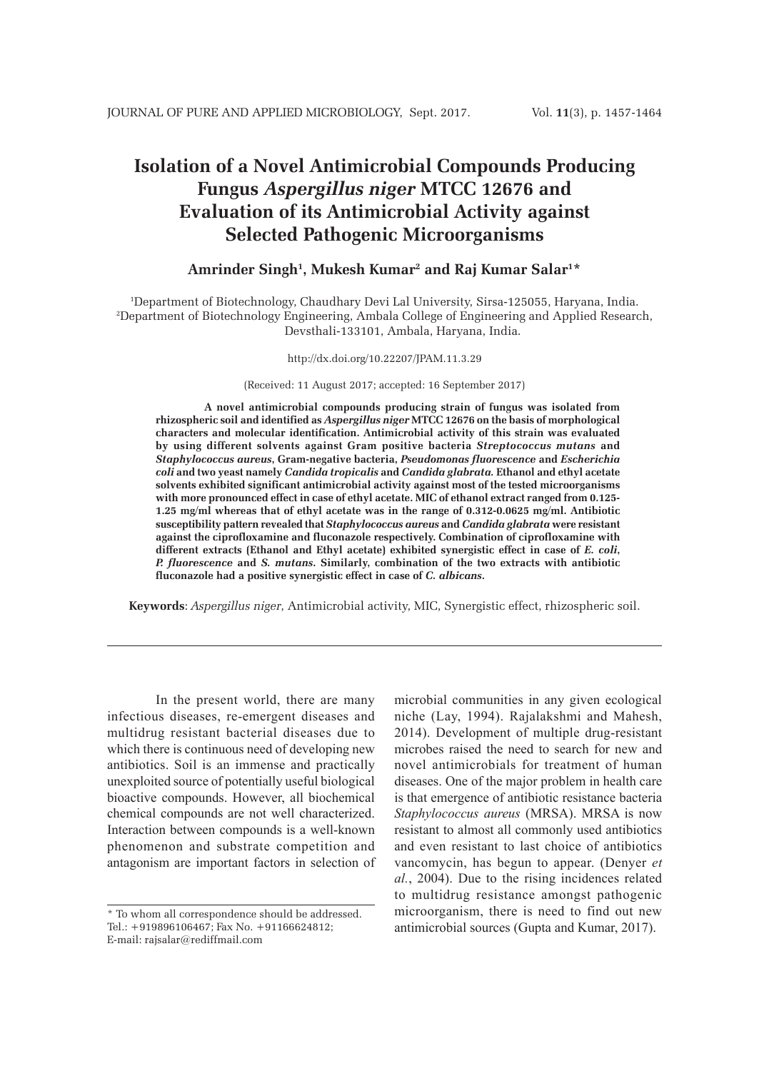# Isolation of a Novel Antimicrobial Compounds Producing Fungus *Aspergillus niger* MTCC 12676 and Evaluation of its Antimicrobial Activity against Selected Pathogenic Microorganisms

**Amrinder Singh[1], Mukesh Kumar[2] and Raj Kumar Salar[1]***

[1]Department of Biotechnology, Chaudhary Devi Lal University, Sirsa-125055, Haryana, India.
[2]Department of Biotechnology Engineering, Ambala College of Engineering and Applied Research, Devsthali-133101, Ambala, Haryana, India.

http://dx.doi.org/10.22207/JPAM.11.3.29

(Received: 11 August 2017; accepted: 16 September 2017)

**A novel antimicrobial compounds producing strain of fungus was isolated from rhizospheric soil and identified as *Aspergillus niger* MTCC 12676 on the basis of morphological characters and molecular identification. Antimicrobial activity of this strain was evaluated by using different solvents against Gram positive bacteria *Streptococcus mutans* and *Staphylococcus aureus*, Gram-negative bacteria, *Pseudomonas fluorescence* and *Escherichia coli* and two yeast namely *Candida tropicalis* and *Candida glabrata*. Ethanol and ethyl acetate solvents exhibited significant antimicrobial activity against most of the tested microorganisms with more pronounced effect in case of ethyl acetate. MIC of ethanol extract ranged from 0.125-1.25 mg/ml whereas that of ethyl acetate was in the range of 0.312-0.0625 mg/ml. Antibiotic susceptibility pattern revealed that *Staphylococcus aureus* and *Candida glabrata* were resistant against the ciprofloxamine and fluconazole respectively. Combination of ciprofloxamine with different extracts (Ethanol and Ethyl acetate) exhibited synergistic effect in case of *E. coli*, *P. fluorescence* and *S. mutans*. Similarly, combination of the two extracts with antibiotic fluconazole had a positive synergistic effect in case of *C. albicans*.**

**Keywords**: *Aspergillus niger*, Antimicrobial activity, MIC, Synergistic effect, rhizospheric soil.

---

In the present world, there are many infectious diseases, re-emergent diseases and multidrug resistant bacterial diseases due to which there is continuous need of developing new antibiotics. Soil is an immense and practically unexploited source of potentially useful biological bioactive compounds. However, all biochemical chemical compounds are not well characterized. Interaction between compounds is a well-known phenomenon and substrate competition and antagonism are important factors in selection of microbial communities in any given ecological niche (Lay, 1994). Rajalakshmi and Mahesh, 2014). Development of multiple drug-resistant microbes raised the need to search for new and novel antimicrobials for treatment of human diseases. One of the major problem in health care is that emergence of antibiotic resistance bacteria *Staphylococcus aureus* (MRSA). MRSA is now resistant to almost all commonly used antibiotics and even resistant to last choice of antibiotics vancomycin, has begun to appear. (Denyer *et al.*, 2004). Due to the rising incidences related to multidrug resistance amongst pathogenic microorganism, there is need to find out new antimicrobial sources (Gupta and Kumar, 2017).

---

\* To whom all correspondence should be addressed.
Tel.: +919896106467; Fax No. +91166624812;
E-mail: rajsalar@rediffmail.com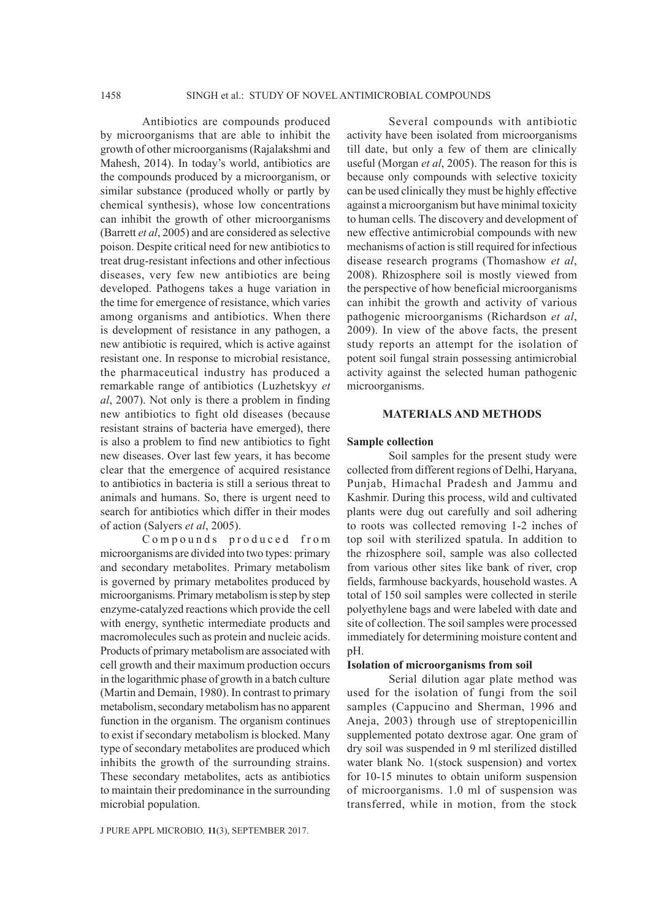Antibiotics are compounds produced by microorganisms that are able to inhibit the growth of other microorganisms (Rajalakshmi and Mahesh, 2014). In today's world, antibiotics are the compounds produced by a microorganism, or similar substance (produced wholly or partly by chemical synthesis), whose low concentrations can inhibit the growth of other microorganisms (Barrett *et al*, 2005) and are considered as selective poison. Despite critical need for new antibiotics to treat drug-resistant infections and other infectious diseases, very few new antibiotics are being developed. Pathogens takes a huge variation in the time for emergence of resistance, which varies among organisms and antibiotics. When there is development of resistance in any pathogen, a new antibiotic is required, which is active against resistant one. In response to microbial resistance, the pharmaceutical industry has produced a remarkable range of antibiotics (Luzhetskyy *et al*, 2007). Not only is there a problem in finding new antibiotics to fight old diseases (because resistant strains of bacteria have emerged), there is also a problem to find new antibiotics to fight new diseases. Over last few years, it has become clear that the emergence of acquired resistance to antibiotics in bacteria is still a serious threat to animals and humans. So, there is urgent need to search for antibiotics which differ in their modes of action (Salyers *et al*, 2005).

Compounds produced from microorganisms are divided into two types: primary and secondary metabolites. Primary metabolism is governed by primary metabolites produced by microorganisms. Primary metabolism is step by step enzyme-catalyzed reactions which provide the cell with energy, synthetic intermediate products and macromolecules such as protein and nucleic acids. Products of primary metabolism are associated with cell growth and their maximum production occurs in the logarithmic phase of growth in a batch culture (Martin and Demain, 1980). In contrast to primary metabolism, secondary metabolism has no apparent function in the organism. The organism continues to exist if secondary metabolism is blocked. Many type of secondary metabolites are produced which inhibits the growth of the surrounding strains. These secondary metabolites, acts as antibiotics to maintain their predominance in the surrounding microbial population.

Several compounds with antibiotic activity have been isolated from microorganisms till date, but only a few of them are clinically useful (Morgan *et al*, 2005). The reason for this is because only compounds with selective toxicity can be used clinically they must be highly effective against a microorganism but have minimal toxicity to human cells. The discovery and development of new effective antimicrobial compounds with new mechanisms of action is still required for infectious disease research programs (Thomashow *et al*, 2008). Rhizosphere soil is mostly viewed from the perspective of how beneficial microorganisms can inhibit the growth and activity of various pathogenic microorganisms (Richardson *et al*, 2009). In view of the above facts, the present study reports an attempt for the isolation of potent soil fungal strain possessing antimicrobial activity against the selected human pathogenic microorganisms.

## MATERIALS AND METHODS

### Sample collection

Soil samples for the present study were collected from different regions of Delhi, Haryana, Punjab, Himachal Pradesh and Jammu and Kashmir. During this process, wild and cultivated plants were dug out carefully and soil adhering to roots was collected removing 1-2 inches of top soil with sterilized spatula. In addition to the rhizosphere soil, sample was also collected from various other sites like bank of river, crop fields, farmhouse backyards, household wastes. A total of 150 soil samples were collected in sterile polyethylene bags and were labeled with date and site of collection. The soil samples were processed immediately for determining moisture content and pH.

### Isolation of microorganisms from soil

Serial dilution agar plate method was used for the isolation of fungi from the soil samples (Cappucino and Sherman, 1996 and Aneja, 2003) through use of streptopenicillin supplemented potato dextrose agar. One gram of dry soil was suspended in 9 ml sterilized distilled water blank No. 1(stock suspension) and vortex for 10-15 minutes to obtain uniform suspension of microorganisms. 1.0 ml of suspension was transferred, while in motion, from the stock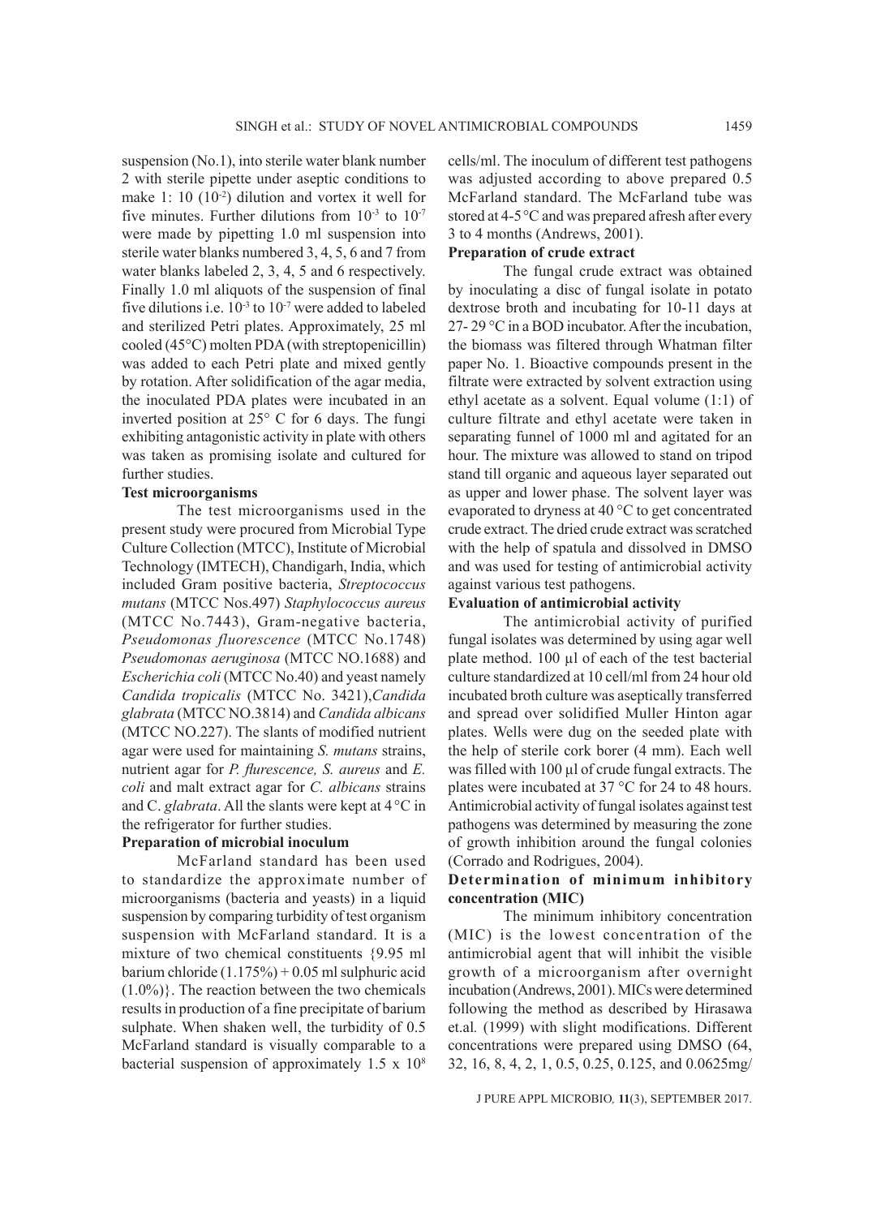suspension (No.1), into sterile water blank number 2 with sterile pipette under aseptic conditions to make 1: 10 ($10^{-2}$) dilution and vortex it well for five minutes. Further dilutions from $10^{-3}$ to $10^{-7}$ were made by pipetting 1.0 ml suspension into sterile water blanks numbered 3, 4, 5, 6 and 7 from water blanks labeled 2, 3, 4, 5 and 6 respectively. Finally 1.0 ml aliquots of the suspension of final five dilutions i.e. $10^{-3}$ to $10^{-7}$ were added to labeled and sterilized Petri plates. Approximately, 25 ml cooled (45°C) molten PDA (with streptopenicillin) was added to each Petri plate and mixed gently by rotation. After solidification of the agar media, the inoculated PDA plates were incubated in an inverted position at 25° C for 6 days. The fungi exhibiting antagonistic activity in plate with others was taken as promising isolate and cultured for further studies.

### Test microorganisms

The test microorganisms used in the present study were procured from Microbial Type Culture Collection (MTCC), Institute of Microbial Technology (IMTECH), Chandigarh, India, which included Gram positive bacteria, *Streptococcus mutans* (MTCC Nos.497) *Staphylococcus aureus* (MTCC No.7443), Gram-negative bacteria, *Pseudomonas fluorescence* (MTCC No.1748) *Pseudomonas aeruginosa* (MTCC NO.1688) and *Escherichia coli* (MTCC No.40) and yeast namely *Candida tropicalis* (MTCC No. 3421),*Candida glabrata* (MTCC NO.3814) and *Candida albicans* (MTCC NO.227). The slants of modified nutrient agar were used for maintaining *S. mutans* strains, nutrient agar for *P. flurescence, S. aureus* and *E. coli* and malt extract agar for *C. albicans* strains and C. *glabrata*. All the slants were kept at 4 °C in the refrigerator for further studies.

### Preparation of microbial inoculum

McFarland standard has been used to standardize the approximate number of microorganisms (bacteria and yeasts) in a liquid suspension by comparing turbidity of test organism suspension with McFarland standard. It is a mixture of two chemical constituents {9.95 ml barium chloride (1.175%) + 0.05 ml sulphuric acid (1.0%)}. The reaction between the two chemicals results in production of a fine precipitate of barium sulphate. When shaken well, the turbidity of 0.5 McFarland standard is visually comparable to a bacterial suspension of approximately $1.5 \times 10^{8}$ cells/ml. The inoculum of different test pathogens was adjusted according to above prepared 0.5 McFarland standard. The McFarland tube was stored at 4-5 °C and was prepared afresh after every 3 to 4 months (Andrews, 2001).

### Preparation of crude extract

The fungal crude extract was obtained by inoculating a disc of fungal isolate in potato dextrose broth and incubating for 10-11 days at 27- 29 °C in a BOD incubator. After the incubation, the biomass was filtered through Whatman filter paper No. 1. Bioactive compounds present in the filtrate were extracted by solvent extraction using ethyl acetate as a solvent. Equal volume (1:1) of culture filtrate and ethyl acetate were taken in separating funnel of 1000 ml and agitated for an hour. The mixture was allowed to stand on tripod stand till organic and aqueous layer separated out as upper and lower phase. The solvent layer was evaporated to dryness at 40 °C to get concentrated crude extract. The dried crude extract was scratched with the help of spatula and dissolved in DMSO and was used for testing of antimicrobial activity against various test pathogens.

### Evaluation of antimicrobial activity

The antimicrobial activity of purified fungal isolates was determined by using agar well plate method. 100 µl of each of the test bacterial culture standardized at 10 cell/ml from 24 hour old incubated broth culture was aseptically transferred and spread over solidified Muller Hinton agar plates. Wells were dug on the seeded plate with the help of sterile cork borer (4 mm). Each well was filled with 100 µl of crude fungal extracts. The plates were incubated at 37 °C for 24 to 48 hours. Antimicrobial activity of fungal isolates against test pathogens was determined by measuring the zone of growth inhibition around the fungal colonies (Corrado and Rodrigues, 2004).

### Determination of minimum inhibitory concentration (MIC)

The minimum inhibitory concentration (MIC) is the lowest concentration of the antimicrobial agent that will inhibit the visible growth of a microorganism after overnight incubation (Andrews, 2001). MICs were determined following the method as described by Hirasawa et.al*.* (1999) with slight modifications. Different concentrations were prepared using DMSO (64, 32, 16, 8, 4, 2, 1, 0.5, 0.25, 0.125, and 0.0625mg/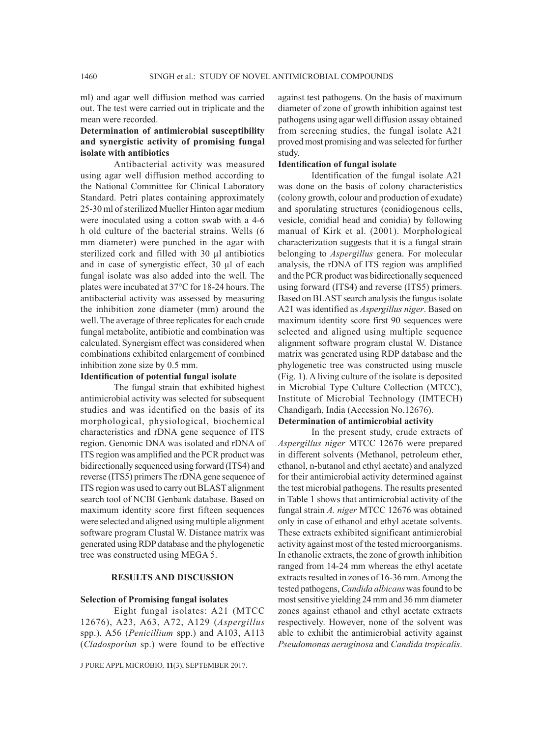ml) and agar well diffusion method was carried out. The test were carried out in triplicate and the mean were recorded.

**Determination of antimicrobial susceptibility and synergistic activity of promising fungal isolate with antibiotics**

Antibacterial activity was measured using agar well diffusion method according to the National Committee for Clinical Laboratory Standard. Petri plates containing approximately 25-30 ml of sterilized Mueller Hinton agar medium were inoculated using a cotton swab with a 4-6 h old culture of the bacterial strains. Wells (6 mm diameter) were punched in the agar with sterilized cork and filled with 30 µl antibiotics and in case of synergistic effect, 30 µl of each fungal isolate was also added into the well. The plates were incubated at 37°C for 18-24 hours. The antibacterial activity was assessed by measuring the inhibition zone diameter (mm) around the well. The average of three replicates for each crude fungal metabolite, antibiotic and combination was calculated. Synergism effect was considered when combinations exhibited enlargement of combined inhibition zone size by 0.5 mm.

**Identification of potential fungal isolate**

The fungal strain that exhibited highest antimicrobial activity was selected for subsequent studies and was identified on the basis of its morphological, physiological, biochemical characteristics and rDNA gene sequence of ITS region. Genomic DNA was isolated and rDNA of ITS region was amplified and the PCR product was bidirectionally sequenced using forward (ITS4) and reverse (ITS5) primers The rDNA gene sequence of ITS region was used to carry out BLAST alignment search tool of NCBI Genbank database. Based on maximum identity score first fifteen sequences were selected and aligned using multiple alignment software program Clustal W. Distance matrix was generated using RDP database and the phylogenetic tree was constructed using MEGA 5.

## RESULTS AND DISCUSSION

**Selection of Promising fungal isolates**

Eight fungal isolates: A21 (MTCC 12676), A23, A63, A72, A129 (*Aspergillus* spp.), A56 (*Penicillium* spp.) and A103, A113 (*Cladosporiun* sp.) were found to be effective against test pathogens. On the basis of maximum diameter of zone of growth inhibition against test pathogens using agar well diffusion assay obtained from screening studies, the fungal isolate A21 proved most promising and was selected for further study.

**Identification of fungal isolate**

Identification of the fungal isolate A21 was done on the basis of colony characteristics (colony growth, colour and production of exudate) and sporulating structures (conidiogenous cells, vesicle, conidial head and conidia) by following manual of Kirk et al. (2001). Morphological characterization suggests that it is a fungal strain belonging to *Aspergillus* genera. For molecular analysis, the rDNA of ITS region was amplified and the PCR product was bidirectionally sequenced using forward (ITS4) and reverse (ITS5) primers. Based on BLAST search analysis the fungus isolate A21 was identified as *Aspergillus niger*. Based on maximum identity score first 90 sequences were selected and aligned using multiple sequence alignment software program clustal W. Distance matrix was generated using RDP database and the phylogenetic tree was constructed using muscle (Fig. 1). A living culture of the isolate is deposited in Microbial Type Culture Collection (MTCC), Institute of Microbial Technology (IMTECH) Chandigarh, India (Accession No.12676).

**Determination of antimicrobial activity**

In the present study, crude extracts of *Aspergillus niger* MTCC 12676 were prepared in different solvents (Methanol, petroleum ether, ethanol, n-butanol and ethyl acetate) and analyzed for their antimicrobial activity determined against the test microbial pathogens. The results presented in Table 1 shows that antimicrobial activity of the fungal strain *A. niger* MTCC 12676 was obtained only in case of ethanol and ethyl acetate solvents. These extracts exhibited significant antimicrobial activity against most of the tested microorganisms. In ethanolic extracts, the zone of growth inhibition ranged from 14-24 mm whereas the ethyl acetate extracts resulted in zones of 16-36 mm. Among the tested pathogens, *Candida albicans* was found to be most sensitive yielding 24 mm and 36 mm diameter zones against ethanol and ethyl acetate extracts respectively. However, none of the solvent was able to exhibit the antimicrobial activity against *Pseudomonas aeruginosa* and *Candida tropicalis*.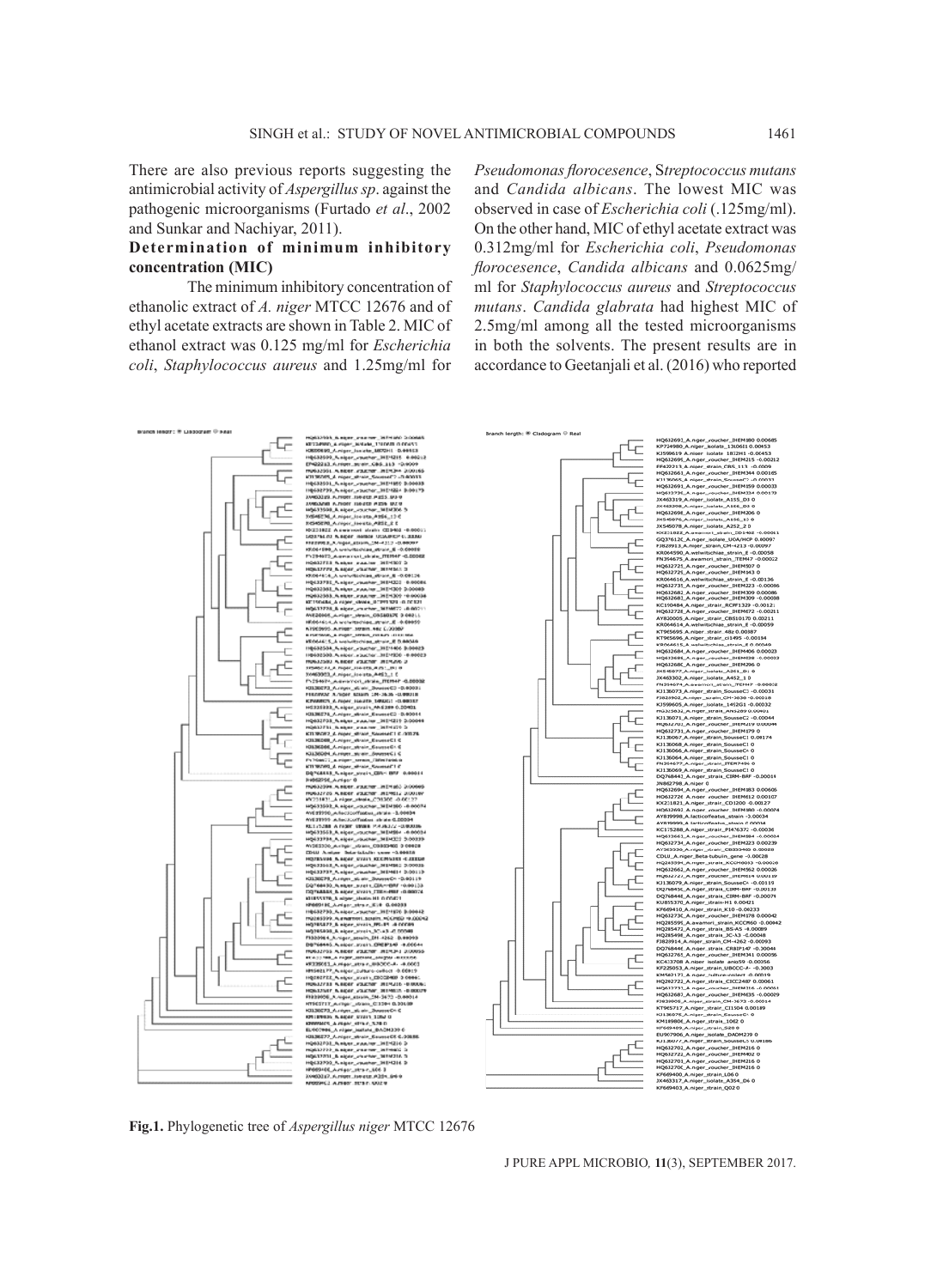There are also previous reports suggesting the antimicrobial activity of *Aspergillus sp*. against the pathogenic microorganisms (Furtado *et al*., 2002 and Sunkar and Nachiyar, 2011).

### Determination of minimum inhibitory concentration (MIC)

The minimum inhibitory concentration of ethanolic extract of *A. niger* MTCC 12676 and of ethyl acetate extracts are shown in Table 2. MIC of ethanol extract was 0.125 mg/ml for *Escherichia coli*, *Staphylococcus aureus* and 1.25mg/ml for *Pseudomonas florocesence*, S*treptococcus mutans* and *Candida albicans*. The lowest MIC was observed in case of *Escherichia coli* (.125mg/ml). On the other hand, MIC of ethyl acetate extract was 0.312mg/ml for *Escherichia coli*, *Pseudomonas florocesence*, *Candida albicans* and 0.0625mg/ml for *Staphylococcus aureus* and *Streptococcus mutans*. *Candida glabrata* had highest MIC of 2.5mg/ml among all the tested microorganisms in both the solvents. The present results are in accordance to Geetanjali et al. (2016) who reported

**Fig.1.** Phylogenetic tree of *Aspergillus niger* MTCC 12676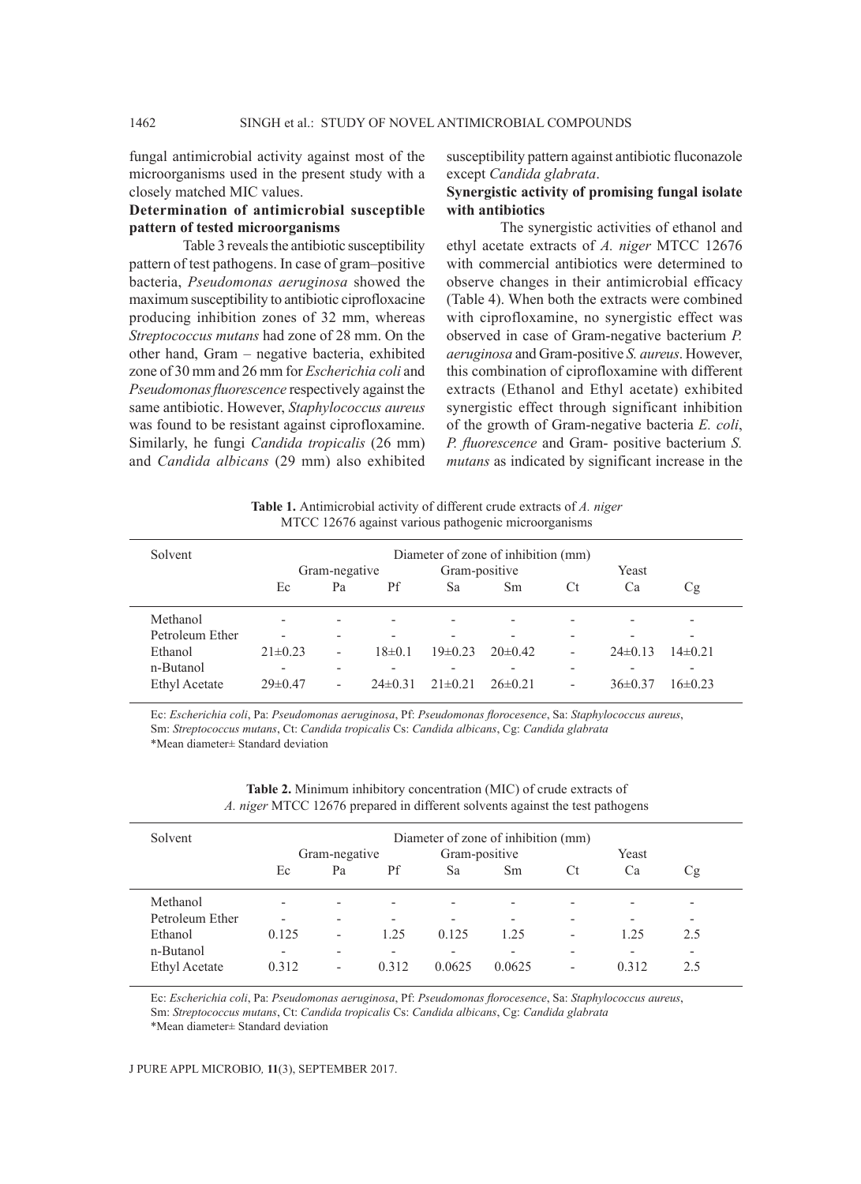fungal antimicrobial activity against most of the microorganisms used in the present study with a closely matched MIC values.

**Determination of antimicrobial susceptible pattern of tested microorganisms**

Table 3 reveals the antibiotic susceptibility pattern of test pathogens. In case of gram–positive bacteria, *Pseudomonas aeruginosa* showed the maximum susceptibility to antibiotic ciprofloxacine producing inhibition zones of 32 mm, whereas *Streptococcus mutans* had zone of 28 mm. On the other hand, Gram – negative bacteria, exhibited zone of 30 mm and 26 mm for *Escherichia coli* and *Pseudomonas fluorescence* respectively against the same antibiotic. However, *Staphylococcus aureus* was found to be resistant against ciprofloxamine. Similarly, he fungi *Candida tropicalis* (26 mm) and *Candida albicans* (29 mm) also exhibited susceptibility pattern against antibiotic fluconazole except *Candida glabrata*.

**Synergistic activity of promising fungal isolate with antibiotics**

The synergistic activities of ethanol and ethyl acetate extracts of *A. niger* MTCC 12676 with commercial antibiotics were determined to observe changes in their antimicrobial efficacy (Table 4). When both the extracts were combined with ciprofloxamine, no synergistic effect was observed in case of Gram-negative bacterium *P. aeruginosa* and Gram-positive *S. aureus*. However, this combination of ciprofloxamine with different extracts (Ethanol and Ethyl acetate) exhibited synergistic effect through significant inhibition of the growth of Gram-negative bacteria *E. coli*, *P. fluorescence* and Gram- positive bacterium *S. mutans* as indicated by significant increase in the

**Table 1.** Antimicrobial activity of different crude extracts of *A. niger* MTCC 12676 against various pathogenic microorganisms

| Solvent | Diameter of zone of inhibition (mm) | | | | | | | |
|---|---|---|---|---|---|---|---|---|
| | Gram-negative | | | Gram-positive | | Yeast | | |
| | Ec | Pa | Pf | Sa | Sm | Ct | Ca | Cg |
| Methanol | - | - | - | - | - | - | - | - |
| Petroleum Ether | - | - | - | - | - | - | - | - |
| Ethanol | 21±0.23 | - | 18±0.1 | 19±0.23 | 20±0.42 | - | 24±0.13 | 14±0.21 |
| n-Butanol | - | - | - | - | - | - | - | - |
| Ethyl Acetate | 29±0.47 | - | 24±0.31 | 21±0.21 | 26±0.21 | - | 36±0.37 | 16±0.23 |

Ec: *Escherichia coli*, Pa: *Pseudomonas aeruginosa*, Pf: *Pseudomonas florocesence*, Sa: *Staphylococcus aureus*, Sm: *Streptococcus mutans*, Ct: *Candida tropicalis* Cs: *Candida albicans*, Cg: *Candida glabrata*
*Mean diameter± Standard deviation

**Table 2.** Minimum inhibitory concentration (MIC) of crude extracts of *A. niger* MTCC 12676 prepared in different solvents against the test pathogens

| Solvent | Diameter of zone of inhibition (mm) | | | | | | | |
|---|---|---|---|---|---|---|---|---|
| | Gram-negative | | | Gram-positive | | Yeast | | |
| | Ec | Pa | Pf | Sa | Sm | Ct | Ca | Cg |
| Methanol | - | - | - | - | - | - | - | - |
| Petroleum Ether | - | - | - | - | - | - | - | - |
| Ethanol | 0.125 | - | 1.25 | 0.125 | 1.25 | - | 1.25 | 2.5 |
| n-Butanol | - | - | - | - | - | - | - | - |
| Ethyl Acetate | 0.312 | - | 0.312 | 0.0625 | 0.0625 | - | 0.312 | 2.5 |

Ec: *Escherichia coli*, Pa: *Pseudomonas aeruginosa*, Pf: *Pseudomonas florocesence*, Sa: *Staphylococcus aureus*, Sm: *Streptococcus mutans*, Ct: *Candida tropicalis* Cs: *Candida albicans*, Cg: *Candida glabrata*
*Mean diameter± Standard deviation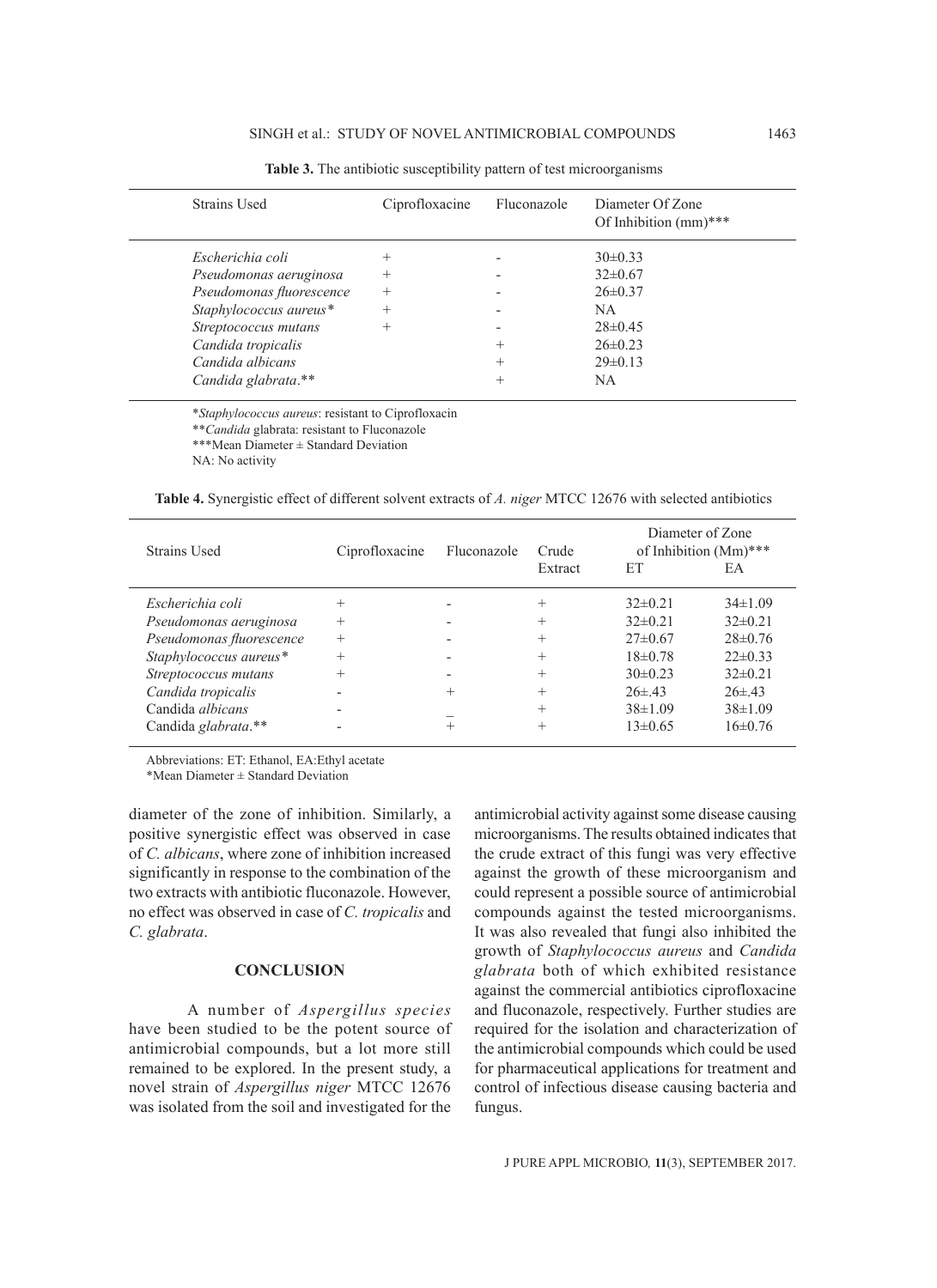**Table 3.** The antibiotic susceptibility pattern of test microorganisms

| Strains Used | Ciprofloxacine | Fluconazole | Diameter Of Zone Of Inhibition (mm)*** |
|---|---|---|---|
| *Escherichia coli* | + | - | 30±0.33 |
| *Pseudomonas aeruginosa* | + | - | 32±0.67 |
| *Pseudomonas fluorescence* | + | - | 26±0.37 |
| *Staphylococcus aureus** | + | - | NA |
| *Streptococcus mutans* | + | - | 28±0.45 |
| *Candida tropicalis* | | + | 26±0.23 |
| *Candida albicans* | | + | 29±0.13 |
| *Candida glabrata*.** | | + | NA |

**Staphylococcus aureus*: resistant to Ciprofloxacin

***Candida* glabrata: resistant to Fluconazole

***Mean Diameter ± Standard Deviation

NA: No activity

**Table 4.** Synergistic effect of different solvent extracts of *A. niger* MTCC 12676 with selected antibiotics

| Strains Used | Ciprofloxacine | Fluconazole | Crude Extract | Diameter of Zone of Inhibition (Mm)*** | |
|---|---|---|---|---|---|
| | | | | ET | EA |
| *Escherichia coli* | + | - | + | 32±0.21 | 34±1.09 |
| *Pseudomonas aeruginosa* | + | - | + | 32±0.21 | 32±0.21 |
| *Pseudomonas fluorescence* | + | - | + | 27±0.67 | 28±0.76 |
| *Staphylococcus aureus** | + | - | + | 18±0.78 | 22±0.33 |
| *Streptococcus mutans* | + | - | + | 30±0.23 | 32±0.21 |
| *Candida tropicalis* | - | + | + | 26±.43 | 26±.43 |
| Candida *albicans* | - | _ | + | 38±1.09 | 38±1.09 |
| Candida *glabrata*.** | - | + | + | 13±0.65 | 16±0.76 |

Abbreviations: ET: Ethanol, EA:Ethyl acetate

*Mean Diameter ± Standard Deviation

diameter of the zone of inhibition. Similarly, a positive synergistic effect was observed in case of *C. albicans*, where zone of inhibition increased significantly in response to the combination of the two extracts with antibiotic fluconazole. However, no effect was observed in case of *C. tropicalis* and *C. glabrata*.

## CONCLUSION

A number of *Aspergillus species* have been studied to be the potent source of antimicrobial compounds, but a lot more still remained to be explored. In the present study, a novel strain of *Aspergillus niger* MTCC 12676 was isolated from the soil and investigated for the antimicrobial activity against some disease causing microorganisms. The results obtained indicates that the crude extract of this fungi was very effective against the growth of these microorganism and could represent a possible source of antimicrobial compounds against the tested microorganisms. It was also revealed that fungi also inhibited the growth of *Staphylococcus aureus* and *Candida glabrata* both of which exhibited resistance against the commercial antibiotics ciprofloxacine and fluconazole, respectively. Further studies are required for the isolation and characterization of the antimicrobial compounds which could be used for pharmaceutical applications for treatment and control of infectious disease causing bacteria and fungus.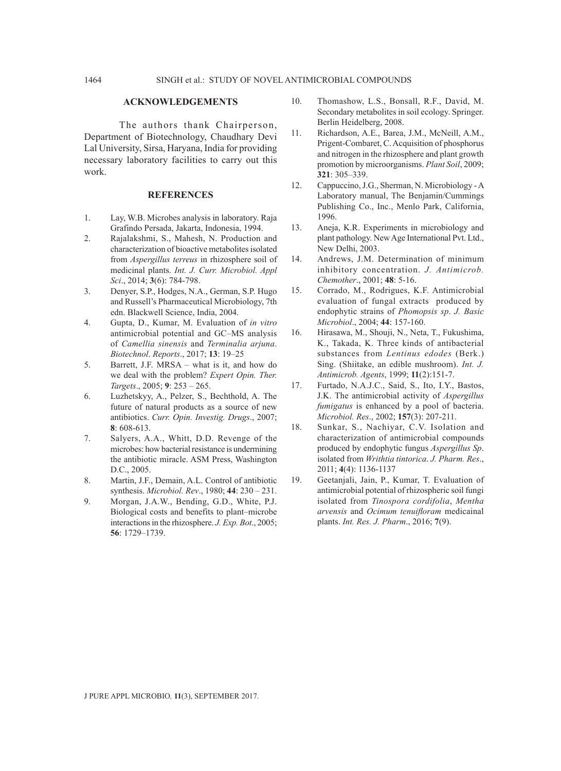## ACKNOWLEDGEMENTS

The authors thank Chairperson, Department of Biotechnology, Chaudhary Devi Lal University, Sirsa, Haryana, India for providing necessary laboratory facilities to carry out this work.

## REFERENCES

1. Lay, W.B. Microbes analysis in laboratory. Raja Grafindo Persada, Jakarta, Indonesia, 1994.
2. Rajalakshmi, S., Mahesh, N. Production and characterization of bioactive metabolites isolated from *Aspergillus terreus* in rhizosphere soil of medicinal plants. *Int. J. Curr. Microbiol. Appl Sci*., 2014; **3**(6): 784-798.
3. Denyer, S.P., Hodges, N.A., German, S.P. Hugo and Russell's Pharmaceutical Microbiology, 7th edn. Blackwell Science, India, 2004.
4. Gupta, D., Kumar, M. Evaluation of *in vitro* antimicrobial potential and GC–MS analysis of *Camellia sinensis* and *Terminalia arjuna*. *Biotechnol*. *Reports*., 2017; **13**: 19–25
5. Barrett, J.F. MRSA – what is it, and how do we deal with the problem? *Expert Opin. Ther. Targets*., 2005; **9**: 253 – 265.
6. Luzhetskyy, A., Pelzer, S., Bechthold, A. The future of natural products as a source of new antibiotics. *Curr. Opin. Investig. Drugs*., 2007; **8**: 608-613.
7. Salyers, A.A., Whitt, D.D. Revenge of the microbes: how bacterial resistance is undermining the antibiotic miracle. ASM Press, Washington D.C., 2005.
8. Martin, J.F., Demain, A.L. Control of antibiotic synthesis. *Microbiol. Rev*., 1980; **44**: 230 – 231.
9. Morgan, J.A.W., Bending, G.D., White, P.J. Biological costs and benefits to plant–microbe interactions in the rhizosphere. *J. Exp. Bot*., 2005; **56**: 1729–1739.
10. Thomashow, L.S., Bonsall, R.F., David, M. Secondary metabolites in soil ecology. Springer. Berlin Heidelberg, 2008.
11. Richardson, A.E., Barea, J.M., McNeill, A.M., Prigent-Combaret, C. Acquisition of phosphorus and nitrogen in the rhizosphere and plant growth promotion by microorganisms. *Plant Soil*, 2009; **321**: 305–339.
12. Cappuccino, J.G., Sherman, N. Microbiology - A Laboratory manual, The Benjamin/Cummings Publishing Co., Inc., Menlo Park, California, 1996.
13. Aneja, K.R. Experiments in microbiology and plant pathology. New Age International Pvt. Ltd., New Delhi, 2003.
14. Andrews, J.M. Determination of minimum inhibitory concentration. *J. Antimicrob. Chemother*., 2001; **48**: 5-16.
15. Corrado, M., Rodrigues, K.F. Antimicrobial evaluation of fungal extracts produced by endophytic strains of *Phomopsis sp*. *J. Basic Microbiol*., 2004; **44**: 157-160.
16. Hirasawa, M., Shouji, N., Neta, T., Fukushima, K., Takada, K. Three kinds of antibacterial substances from *Lentinus edodes* (Berk.) Sing. (Shiitake, an edible mushroom). *Int. J. Antimicrob. Agents*, 1999; **11**(2):151-7.
17. Furtado, N.A.J.C., Said, S., Ito, I.Y., Bastos, J.K. The antimicrobial activity of *Aspergillus fumigatus* is enhanced by a pool of bacteria. *Microbiol. Res*., 2002; **157**(3): 207-211.
18. Sunkar, S., Nachiyar, C.V. Isolation and characterization of antimicrobial compounds produced by endophytic fungus *Aspergillus Sp*. isolated from *Writhtia tintorica*. *J. Pharm. Res*., 2011; **4**(4): 1136-1137
19. Geetanjali, Jain, P., Kumar, T. Evaluation of antimicrobial potential of rhizospheric soil fungi isolated from *Tinospora cordifolia*, *Mentha arvensis* and *Ocimum tenuifloram* medicainal plants. *Int. Res. J. Pharm*., 2016; **7**(9).